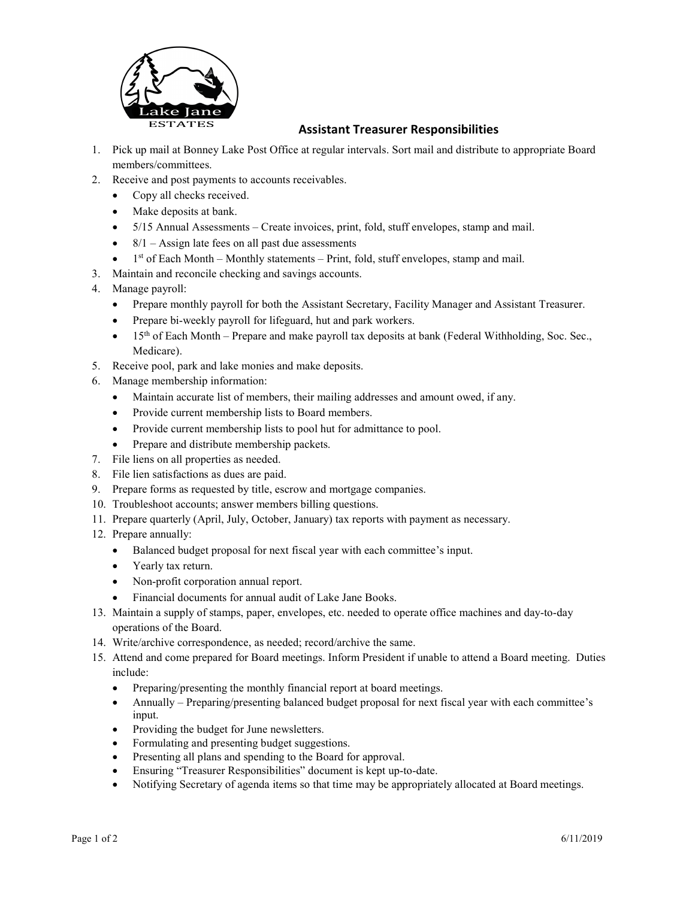## Assistant Treasurer Responsibilities

1. Pick up mail at Bonney Lake Post Office at regular intervals. Sort mail and distribute to appropriate Board members/committees.
2. Receive and post payments to accounts receivables.
   - Copy all checks received.
   - Make deposits at bank.
   - 5/15 Annual Assessments – Create invoices, print, fold, stuff envelopes, stamp and mail.
   - 8/1 – Assign late fees on all past due assessments
   - 1st of Each Month – Monthly statements – Print, fold, stuff envelopes, stamp and mail.
3. Maintain and reconcile checking and savings accounts.
4. Manage payroll:
   - Prepare monthly payroll for both the Assistant Secretary, Facility Manager and Assistant Treasurer.
   - Prepare bi-weekly payroll for lifeguard, hut and park workers.
   - 15th of Each Month – Prepare and make payroll tax deposits at bank (Federal Withholding, Soc. Sec., Medicare).
5. Receive pool, park and lake monies and make deposits.
6. Manage membership information:
   - Maintain accurate list of members, their mailing addresses and amount owed, if any.
   - Provide current membership lists to Board members.
   - Provide current membership lists to pool hut for admittance to pool.
   - Prepare and distribute membership packets.
7. File liens on all properties as needed.
8. File lien satisfactions as dues are paid.
9. Prepare forms as requested by title, escrow and mortgage companies.
10. Troubleshoot accounts; answer members billing questions.
11. Prepare quarterly (April, July, October, January) tax reports with payment as necessary.
12. Prepare annually:
    - Balanced budget proposal for next fiscal year with each committee's input.
    - Yearly tax return.
    - Non-profit corporation annual report.
    - Financial documents for annual audit of Lake Jane Books.
13. Maintain a supply of stamps, paper, envelopes, etc. needed to operate office machines and day-to-day operations of the Board.
14. Write/archive correspondence, as needed; record/archive the same.
15. Attend and come prepared for Board meetings. Inform President if unable to attend a Board meeting. Duties include:
    - Preparing/presenting the monthly financial report at board meetings.
    - Annually – Preparing/presenting balanced budget proposal for next fiscal year with each committee's input.
    - Providing the budget for June newsletters.
    - Formulating and presenting budget suggestions.
    - Presenting all plans and spending to the Board for approval.
    - Ensuring "Treasurer Responsibilities" document is kept up-to-date.
    - Notifying Secretary of agenda items so that time may be appropriately allocated at Board meetings.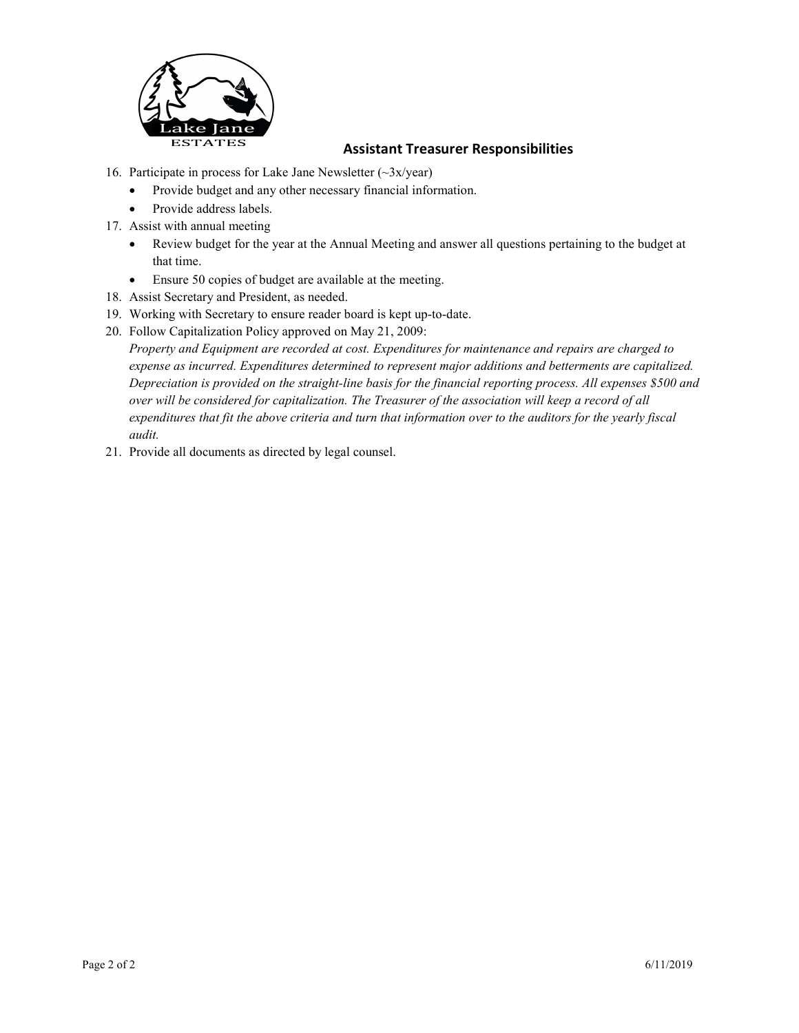## Assistant Treasurer Responsibilities

16. Participate in process for Lake Jane Newsletter (~3x/year)
    - Provide budget and any other necessary financial information.
    - Provide address labels.
17. Assist with annual meeting
    - Review budget for the year at the Annual Meeting and answer all questions pertaining to the budget at that time.
    - Ensure 50 copies of budget are available at the meeting.
18. Assist Secretary and President, as needed.
19. Working with Secretary to ensure reader board is kept up-to-date.
20. Follow Capitalization Policy approved on May 21, 2009:
    *Property and Equipment are recorded at cost. Expenditures for maintenance and repairs are charged to expense as incurred. Expenditures determined to represent major additions and betterments are capitalized. Depreciation is provided on the straight-line basis for the financial reporting process. All expenses $500 and over will be considered for capitalization. The Treasurer of the association will keep a record of all expenditures that fit the above criteria and turn that information over to the auditors for the yearly fiscal audit.*
21. Provide all documents as directed by legal counsel.